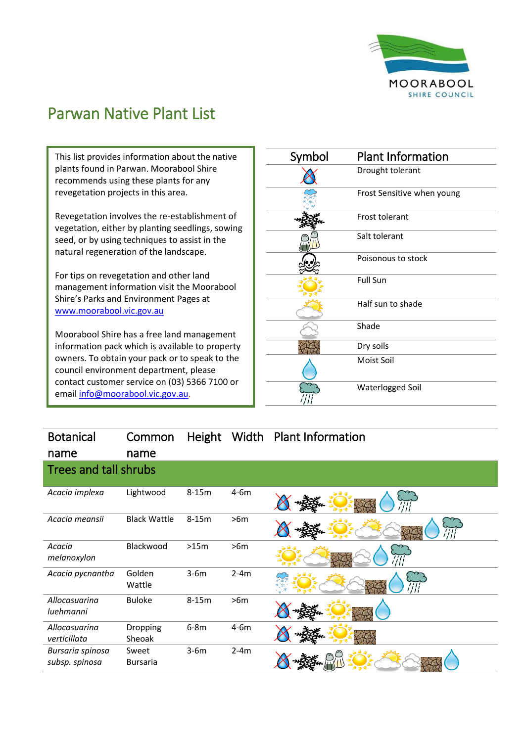# Parwan Native Plant List

This list provides information about the native plants found in Parwan. Moorabool Shire recommends using these plants for any revegetation projects in this area.

Revegetation involves the re-establishment of vegetation, either by planting seedlings, sowing seed, or by using techniques to assist in the natural regeneration of the landscape.

For tips on revegetation and other land management information visit the Moorabool Shire's Parks and Environment Pages at www.moorabool.vic.gov.au

Moorabool Shire has a free land management information pack which is available to property owners. To obtain your pack or to speak to the council environment department, please contact customer service on (03) 5366 7100 or email info@moorabool.vic.gov.au.

| Symbol | Plant Information |
|---|---|
| | Drought tolerant |
| | Frost Sensitive when young |
| | Frost tolerant |
| | Salt tolerant |
| | Poisonous to stock |
| | Full Sun |
| | Half sun to shade |
| | Shade |
| | Dry soils |
| | Moist Soil |
| | Waterlogged Soil |

| Botanical name | Common name | Height | Width | Plant Information |
|---|---|---|---|---|
| **Trees and tall shrubs** | | | | |
| *Acacia implexa* | Lightwood | 8-15m | 4-6m | Drought tolerant, Frost tolerant, Full Sun, Dry soils, Moist Soil, Waterlogged Soil |
| *Acacia meansii* | Black Wattle | 8-15m | >6m | Drought tolerant, Frost tolerant, Full Sun, Half sun to shade, Shade, Dry soils, Moist Soil, Waterlogged Soil |
| *Acacia melanoxylon* | Blackwood | >15m | >6m | Full Sun, Half sun to shade, Dry soils, Shade, Moist Soil, Waterlogged Soil |
| *Acacia pycnantha* | Golden Wattle | 3-6m | 2-4m | Frost Sensitive when young, Full Sun, Half sun to shade, Shade, Dry soils, Moist Soil, Waterlogged Soil |
| *Allocasuarina luehmanni* | Buloke | 8-15m | >6m | Drought tolerant, Frost tolerant, Full Sun, Dry soils, Moist Soil |
| *Allocasuarina verticillata* | Dropping Sheoak | 6-8m | 4-6m | Drought tolerant, Frost tolerant, Full Sun, Dry soils |
| *Bursaria spinosa subsp. spinosa* | Sweet Bursaria | 3-6m | 2-4m | Drought tolerant, Frost tolerant, Salt tolerant, Full Sun, Half sun to shade, Shade, Dry soils, Moist Soil |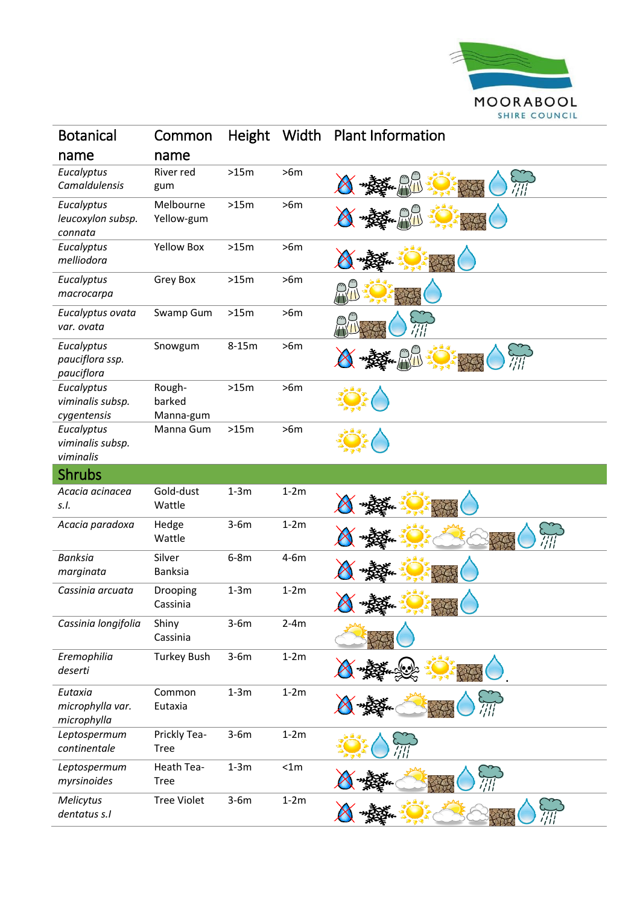| Botanical name | Common name | Height | Width | Plant Information |
|---|---|---|---|---|
| *Eucalyptus Camaldulensis* | River red gum | >15m | >6m | |
| *Eucalyptus leucoxylon subsp. connata* | Melbourne Yellow-gum | >15m | >6m | |
| *Eucalyptus melliodora* | Yellow Box | >15m | >6m | |
| *Eucalyptus macrocarpa* | Grey Box | >15m | >6m | |
| *Eucalyptus ovata var. ovata* | Swamp Gum | >15m | >6m | |
| *Eucalyptus pauciflora ssp. pauciflora* | Snowgum | 8-15m | >6m | |
| *Eucalyptus viminalis subsp. cygentensis* | Rough-barked Manna-gum | >15m | >6m | |
| *Eucalyptus viminalis subsp. viminalis* | Manna Gum | >15m | >6m | |
| **Shrubs** | | | | |
| *Acacia acinacea s.l.* | Gold-dust Wattle | 1-3m | 1-2m | |
| *Acacia paradoxa* | Hedge Wattle | 3-6m | 1-2m | |
| *Banksia marginata* | Silver Banksia | 6-8m | 4-6m | |
| *Cassinia arcuata* | Drooping Cassinia | 1-3m | 1-2m | |
| *Cassinia longifolia* | Shiny Cassinia | 3-6m | 2-4m | |
| *Eremophilia deserti* | Turkey Bush | 3-6m | 1-2m | |
| *Eutaxia microphylla var. microphylla* | Common Eutaxia | 1-3m | 1-2m | |
| *Leptospermum continentale* | Prickly Tea-Tree | 3-6m | 1-2m | |
| *Leptospermum myrsinoides* | Heath Tea-Tree | 1-3m | <1m | |
| *Melicytus dentatus s.l* | Tree Violet | 3-6m | 1-2m | |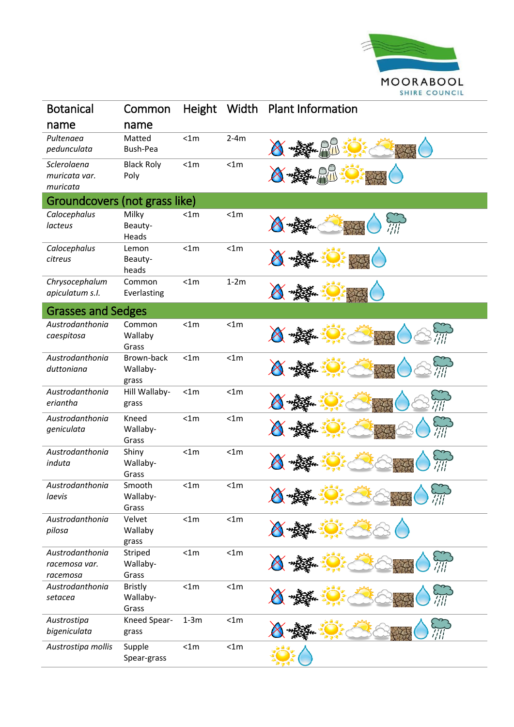| Botanical name | Common name | Height | Width | Plant Information |
|---|---|---|---|---|
| *Pultenaea pedunculata* | Matted Bush-Pea | <1m | 2-4m | |
| *Sclerolaena muricata var. muricata* | Black Roly Poly | <1m | <1m | |
| **Groundcovers (not grass like)** | | | | |
| *Calocephalus lacteus* | Milky Beauty-Heads | <1m | <1m | |
| *Calocephalus citreus* | Lemon Beauty-heads | <1m | <1m | |
| *Chrysocephalum apiculatum s.l.* | Common Everlasting | <1m | 1-2m | |
| **Grasses and Sedges** | | | | |
| *Austrodanthonia caespitosa* | Common Wallaby Grass | <1m | <1m | |
| *Austrodanthonia duttoniana* | Brown-back Wallaby-grass | <1m | <1m | |
| *Austrodanthonia eriantha* | Hill Wallaby-grass | <1m | <1m | |
| *Austrodanthonia geniculata* | Kneed Wallaby-Grass | <1m | <1m | |
| *Austrodanthonia induta* | Shiny Wallaby-Grass | <1m | <1m | |
| *Austrodanthonia laevis* | Smooth Wallaby-Grass | <1m | <1m | |
| *Austrodanthonia pilosa* | Velvet Wallaby grass | <1m | <1m | |
| *Austrodanthonia racemosa var. racemosa* | Striped Wallaby-Grass | <1m | <1m | |
| *Austrodanthonia setacea* | Bristly Wallaby-Grass | <1m | <1m | |
| *Austrostipa bigeniculata* | Kneed Spear-grass | 1-3m | <1m | |
| *Austrostipa mollis* | Supple Spear-grass | <1m | <1m | |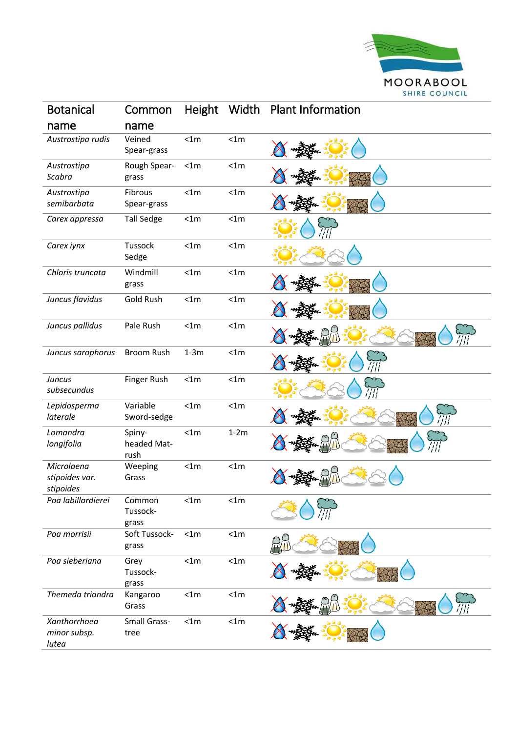| Botanical name | Common name | Height | Width | Plant Information |
|---|---|---|---|---|
| *Austrostipa rudis* | Veined Spear-grass | <1m | <1m | |
| *Austrostipa Scabra* | Rough Spear-grass | <1m | <1m | |
| *Austrostipa semibarbata* | Fibrous Spear-grass | <1m | <1m | |
| *Carex appressa* | Tall Sedge | <1m | <1m | |
| *Carex iynx* | Tussock Sedge | <1m | <1m | |
| *Chloris truncata* | Windmill grass | <1m | <1m | |
| *Juncus flavidus* | Gold Rush | <1m | <1m | |
| *Juncus pallidus* | Pale Rush | <1m | <1m | |
| *Juncus sarophorus* | Broom Rush | 1-3m | <1m | |
| *Juncus subsecundus* | Finger Rush | <1m | <1m | |
| *Lepidosperma laterale* | Variable Sword-sedge | <1m | <1m | |
| *Lomandra longifolia* | Spiny-headed Mat-rush | <1m | 1-2m | |
| *Microlaena stipoides var. stipoides* | Weeping Grass | <1m | <1m | |
| *Poa labillardierei* | Common Tussock-grass | <1m | <1m | |
| *Poa morrisii* | Soft Tussock-grass | <1m | <1m | |
| *Poa sieberiana* | Grey Tussock-grass | <1m | <1m | |
| *Themeda triandra* | Kangaroo Grass | <1m | <1m | |
| *Xanthorrhoea minor subsp. lutea* | Small Grass-tree | <1m | <1m | |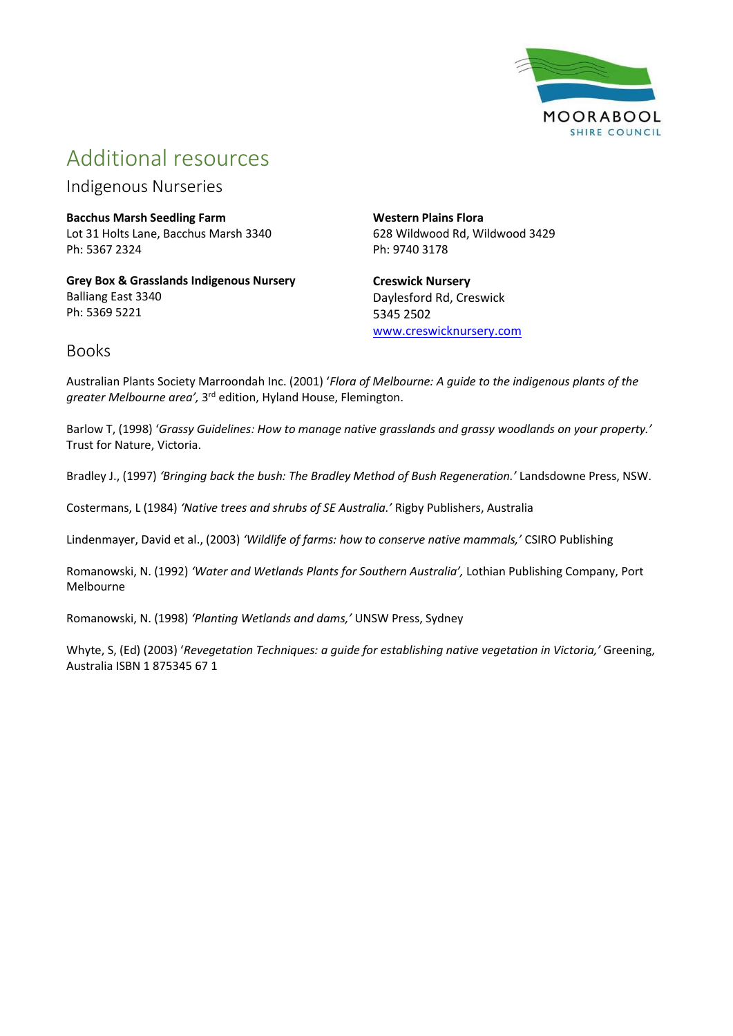# Additional resources

## Indigenous Nurseries

**Bacchus Marsh Seedling Farm**
Lot 31 Holts Lane, Bacchus Marsh 3340
Ph: 5367 2324

**Grey Box & Grasslands Indigenous Nursery**
Balliang East 3340
Ph: 5369 5221

**Western Plains Flora**
628 Wildwood Rd, Wildwood 3429
Ph: 9740 3178

**Creswick Nursery**
Daylesford Rd, Creswick
5345 2502
www.creswicknursery.com

## Books

Australian Plants Society Marroondah Inc. (2001) '*Flora of Melbourne: A guide to the indigenous plants of the greater Melbourne area',* 3rd edition, Hyland House, Flemington.

Barlow T, (1998) '*Grassy Guidelines: How to manage native grasslands and grassy woodlands on your property.'* Trust for Nature, Victoria.

Bradley J., (1997) *'Bringing back the bush: The Bradley Method of Bush Regeneration.'* Landsdowne Press, NSW.

Costermans, L (1984) *'Native trees and shrubs of SE Australia.'* Rigby Publishers, Australia

Lindenmayer, David et al., (2003) *'Wildlife of farms: how to conserve native mammals,'* CSIRO Publishing

Romanowski, N. (1992) *'Water and Wetlands Plants for Southern Australia',* Lothian Publishing Company, Port Melbourne

Romanowski, N. (1998) *'Planting Wetlands and dams,'* UNSW Press, Sydney

Whyte, S, (Ed) (2003) '*Revegetation Techniques: a guide for establishing native vegetation in Victoria,'* Greening, Australia ISBN 1 875345 67 1